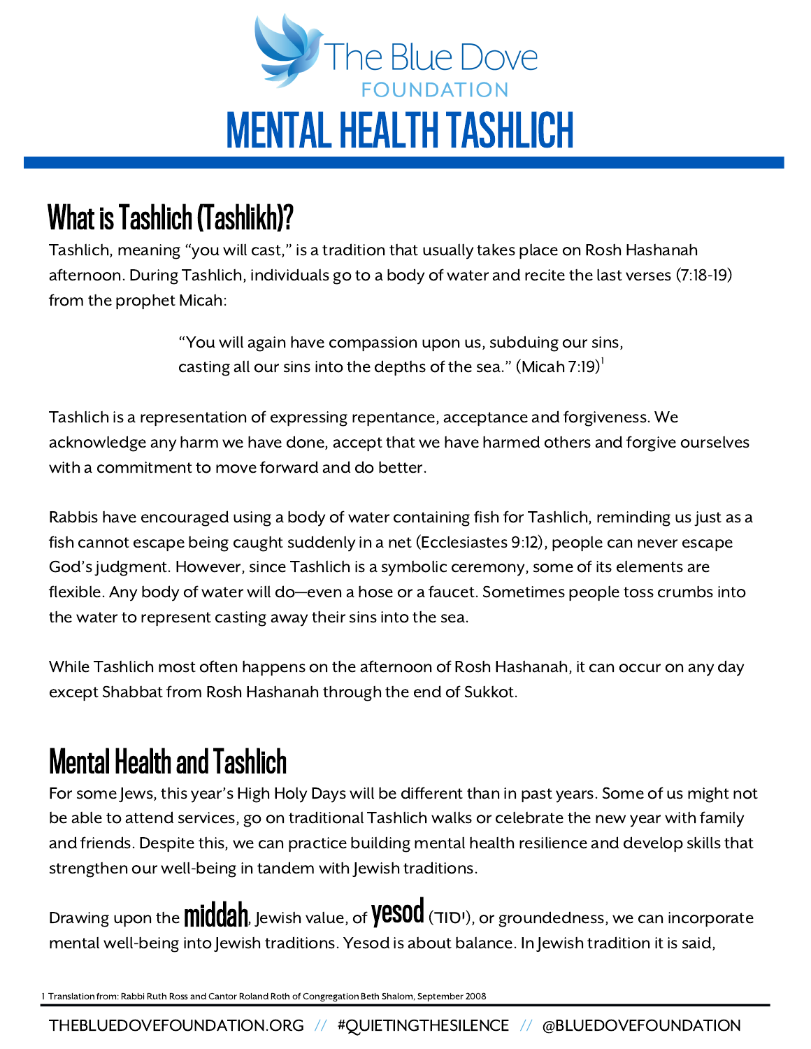The Blue Dove FOUNDATION

# MENTAL HEALTH TASHLICH

## What is Tashlich (Tashlikh)?

Tashlich, meaning "you will cast," is a tradition that usually takes place on Rosh Hashanah afternoon. During Tashlich, individuals go to a body of water and recite the last verses (7:18-19) from the prophet Micah:

> "You will again have compassion upon us, subduing our sins, casting all our sins into the depths of the sea." (Micah 7:19)[1]

Tashlich is a representation of expressing repentance, acceptance and forgiveness. We acknowledge any harm we have done, accept that we have harmed others and forgive ourselves with a commitment to move forward and do better.

Rabbis have encouraged using a body of water containing fish for Tashlich, reminding us just as a fish cannot escape being caught suddenly in a net (Ecclesiastes 9:12), people can never escape God's judgment. However, since Tashlich is a symbolic ceremony, some of its elements are flexible. Any body of water will do—even a hose or a faucet. Sometimes people toss crumbs into the water to represent casting away their sins into the sea.

While Tashlich most often happens on the afternoon of Rosh Hashanah, it can occur on any day except Shabbat from Rosh Hashanah through the end of Sukkot.

## Mental Health and Tashlich

For some Jews, this year's High Holy Days will be different than in past years. Some of us might not be able to attend services, go on traditional Tashlich walks or celebrate the new year with family and friends. Despite this, we can practice building mental health resilience and develop skills that strengthen our well-being in tandem with Jewish traditions.

Drawing upon the **middah**, Jewish value, of **yesod** (יסוד), or groundedness, we can incorporate mental well-being into Jewish traditions. Yesod is about balance. In Jewish tradition it is said,

1 Translation from: Rabbi Ruth Ross and Cantor Roland Roth of Congregation Beth Shalom, September 2008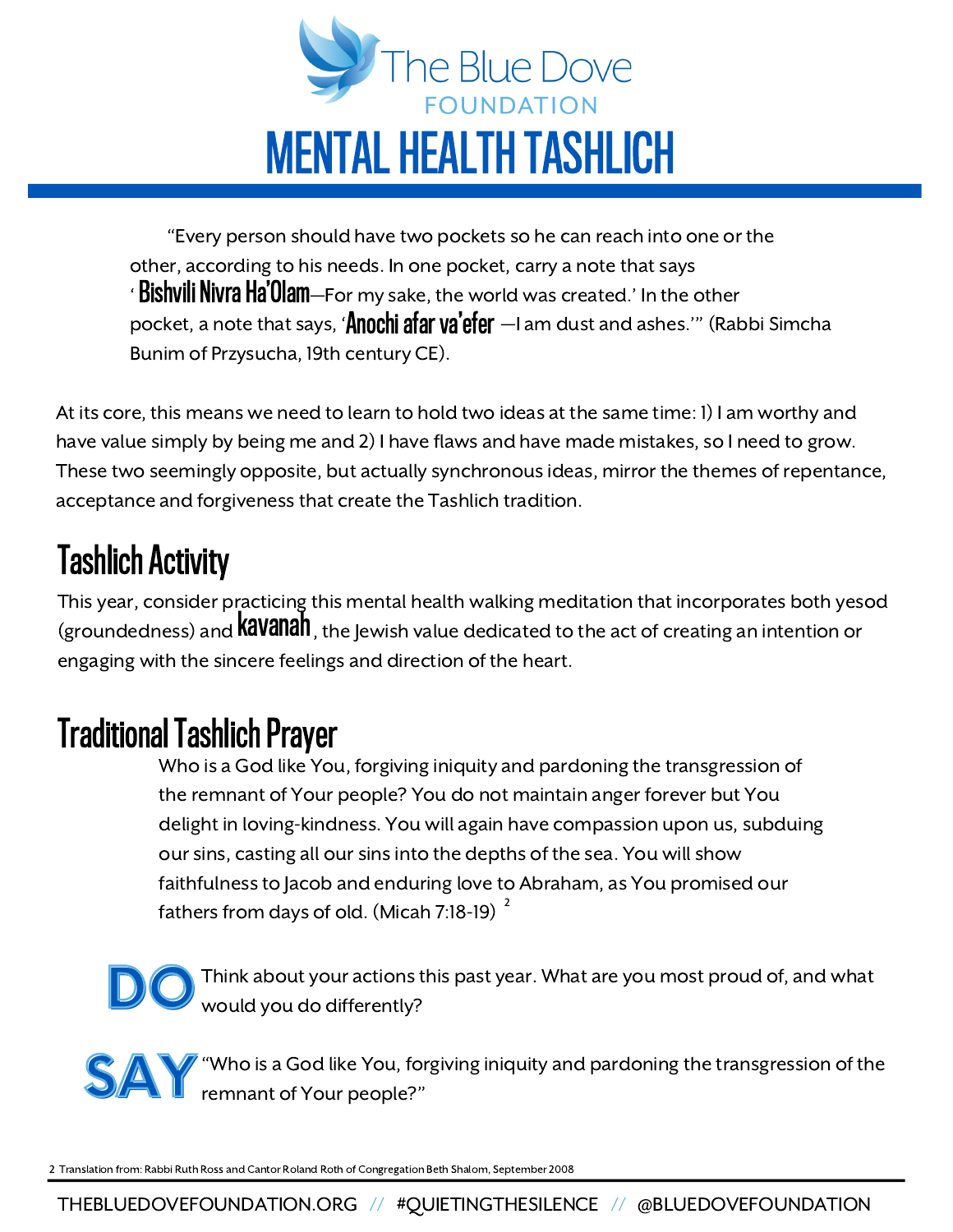The Blue Dove FOUNDATION

# MENTAL HEALTH TASHLICH

> "Every person should have two pockets so he can reach into one or the other, according to his needs. In one pocket, carry a note that says '**Bishvili Nivra Ha'Olam**—For my sake, the world was created.' In the other pocket, a note that says, '**Anochi afar va'efer** —I am dust and ashes.'" (Rabbi Simcha Bunim of Przysucha, 19th century CE).

At its core, this means we need to learn to hold two ideas at the same time: 1) I am worthy and have value simply by being me and 2) I have flaws and have made mistakes, so I need to grow. These two seemingly opposite, but actually synchronous ideas, mirror the themes of repentance, acceptance and forgiveness that create the Tashlich tradition.

## Tashlich Activity

This year, consider practicing this mental health walking meditation that incorporates both yesod (groundedness) and **kavanah**, the Jewish value dedicated to the act of creating an intention or engaging with the sincere feelings and direction of the heart.

## Traditional Tashlich Prayer

> Who is a God like You, forgiving iniquity and pardoning the transgression of the remnant of Your people? You do not maintain anger forever but You delight in loving-kindness. You will again have compassion upon us, subduing our sins, casting all our sins into the depths of the sea. You will show faithfulness to Jacob and enduring love to Abraham, as You promised our fathers from days of old. (Micah 7:18-19) [2]

**DO** Think about your actions this past year. What are you most proud of, and what would you do differently?

**SAY** "Who is a God like You, forgiving iniquity and pardoning the transgression of the remnant of Your people?"

2 Translation from: Rabbi Ruth Ross and Cantor Roland Roth of Congregation Beth Shalom, September 2008

THEBLUEDOVEFOUNDATION.ORG // #QUIETINGTHESILENCE // @BLUEDOVEFOUNDATION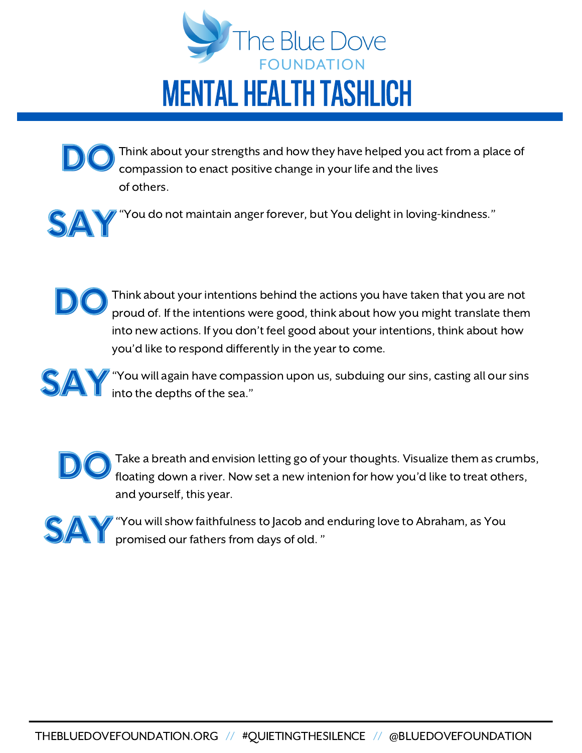The Blue Dove FOUNDATION

# MENTAL HEALTH TASHLICH

**DO** Think about your strengths and how they have helped you act from a place of compassion to enact positive change in your life and the lives of others.

**SAY** "You do not maintain anger forever, but You delight in loving-kindness."

**DO** Think about your intentions behind the actions you have taken that you are not proud of. If the intentions were good, think about how you might translate them into new actions. If you don't feel good about your intentions, think about how you'd like to respond differently in the year to come.

**SAY** "You will again have compassion upon us, subduing our sins, casting all our sins into the depths of the sea."

**DO** Take a breath and envision letting go of your thoughts. Visualize them as crumbs, floating down a river. Now set a new intenion for how you'd like to treat others, and yourself, this year.

**SAY** "You will show faithfulness to Jacob and enduring love to Abraham, as You promised our fathers from days of old. "

THEBLUEDOVEFOUNDATION.ORG // #QUIETINGTHESILENCE // @BLUEDOVEFOUNDATION